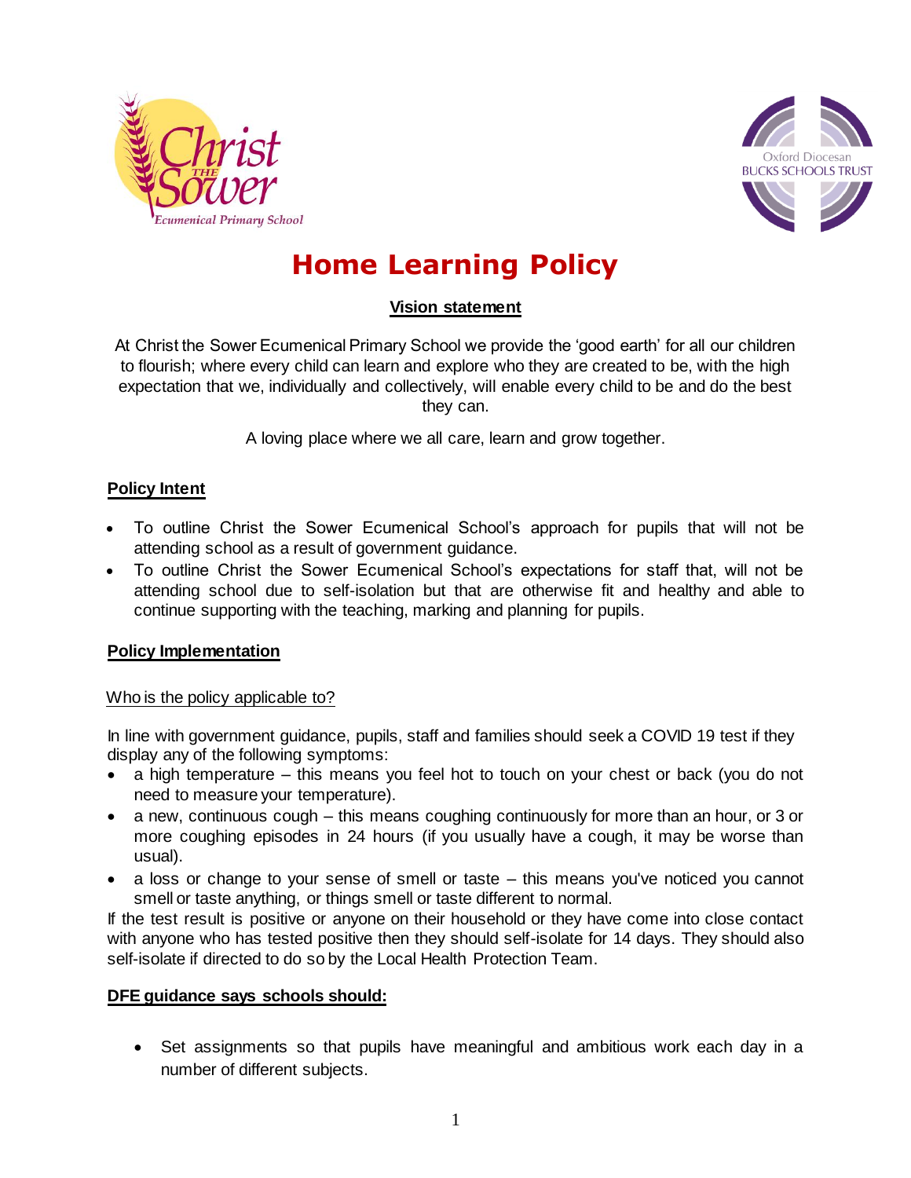# Home Learning Policy

**Vision statement**

At Christ the Sower Ecumenical Primary School we provide the 'good earth' for all our children to flourish; where every child can learn and explore who they are created to be, with the high expectation that we, individually and collectively, will enable every child to be and do the best they can.

A loving place where we all care, learn and grow together.

## Policy Intent

- To outline Christ the Sower Ecumenical School's approach for pupils that will not be attending school as a result of government guidance.
- To outline Christ the Sower Ecumenical School's expectations for staff that, will not be attending school due to self-isolation but that are otherwise fit and healthy and able to continue supporting with the teaching, marking and planning for pupils.

## Policy Implementation

### Who is the policy applicable to?

In line with government guidance, pupils, staff and families should seek a COVID 19 test if they display any of the following symptoms:

- a high temperature – this means you feel hot to touch on your chest or back (you do not need to measure your temperature).
- a new, continuous cough – this means coughing continuously for more than an hour, or 3 or more coughing episodes in 24 hours (if you usually have a cough, it may be worse than usual).
- a loss or change to your sense of smell or taste – this means you've noticed you cannot smell or taste anything, or things smell or taste different to normal.

If the test result is positive or anyone on their household or they have come into close contact with anyone who has tested positive then they should self-isolate for 14 days. They should also self-isolate if directed to do so by the Local Health Protection Team.

## DFE guidance says schools should:

- Set assignments so that pupils have meaningful and ambitious work each day in a number of different subjects.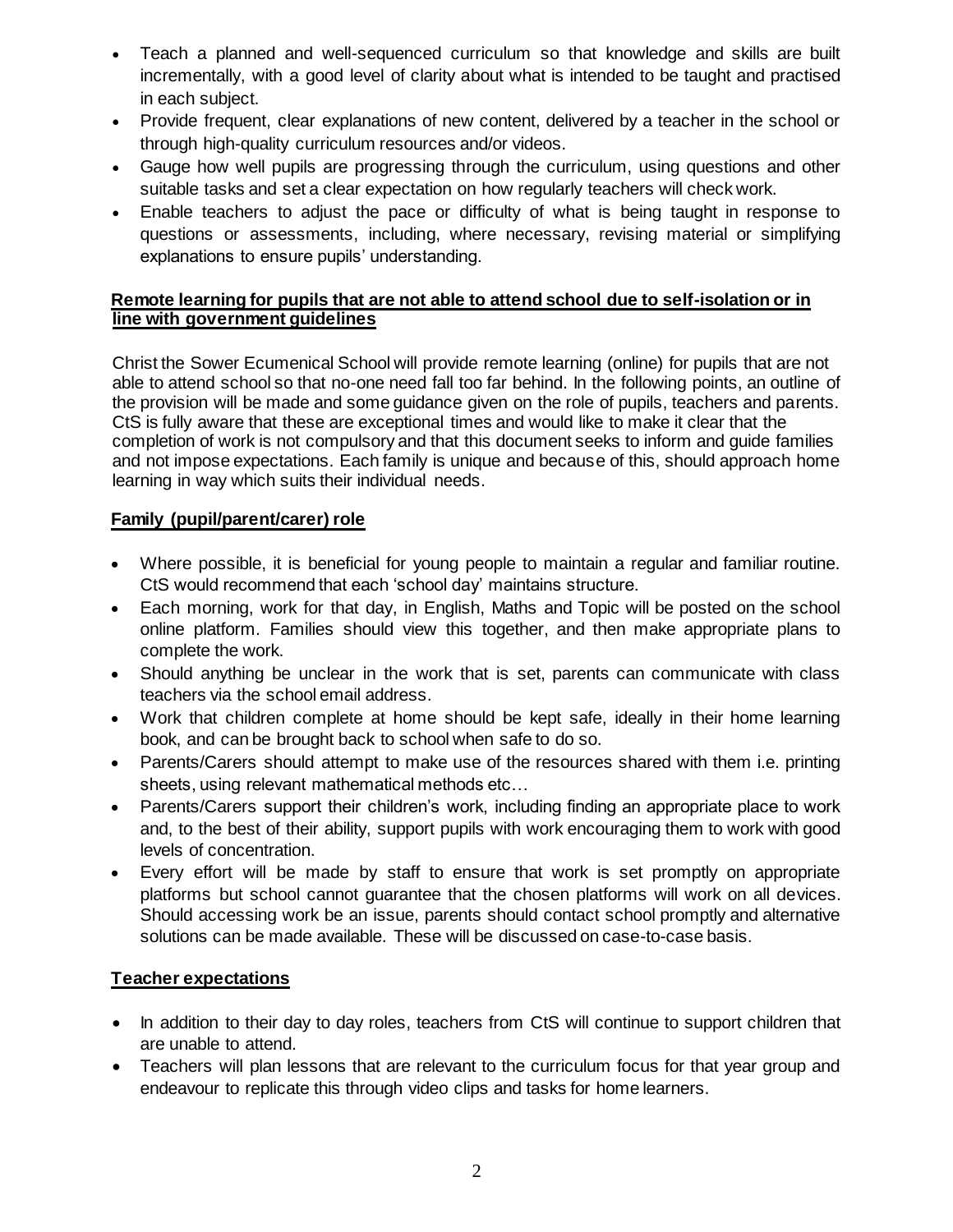- Teach a planned and well-sequenced curriculum so that knowledge and skills are built incrementally, with a good level of clarity about what is intended to be taught and practised in each subject.
- Provide frequent, clear explanations of new content, delivered by a teacher in the school or through high-quality curriculum resources and/or videos.
- Gauge how well pupils are progressing through the curriculum, using questions and other suitable tasks and set a clear expectation on how regularly teachers will check work.
- Enable teachers to adjust the pace or difficulty of what is being taught in response to questions or assessments, including, where necessary, revising material or simplifying explanations to ensure pupils' understanding.

**<u>Remote learning for pupils that are not able to attend school due to self-isolation or in line with government guidelines</u>**

Christ the Sower Ecumenical School will provide remote learning (online) for pupils that are not able to attend school so that no-one need fall too far behind. In the following points, an outline of the provision will be made and some guidance given on the role of pupils, teachers and parents. CtS is fully aware that these are exceptional times and would like to make it clear that the completion of work is not compulsory and that this document seeks to inform and guide families and not impose expectations. Each family is unique and because of this, should approach home learning in way which suits their individual needs.

**<u>Family (pupil/parent/carer) role</u>**

- Where possible, it is beneficial for young people to maintain a regular and familiar routine. CtS would recommend that each 'school day' maintains structure.
- Each morning, work for that day, in English, Maths and Topic will be posted on the school online platform. Families should view this together, and then make appropriate plans to complete the work.
- Should anything be unclear in the work that is set, parents can communicate with class teachers via the school email address.
- Work that children complete at home should be kept safe, ideally in their home learning book, and can be brought back to school when safe to do so.
- Parents/Carers should attempt to make use of the resources shared with them i.e. printing sheets, using relevant mathematical methods etc…
- Parents/Carers support their children's work, including finding an appropriate place to work and, to the best of their ability, support pupils with work encouraging them to work with good levels of concentration.
- Every effort will be made by staff to ensure that work is set promptly on appropriate platforms but school cannot guarantee that the chosen platforms will work on all devices. Should accessing work be an issue, parents should contact school promptly and alternative solutions can be made available. These will be discussed on case-to-case basis.

**<u>Teacher expectations</u>**

- In addition to their day to day roles, teachers from CtS will continue to support children that are unable to attend.
- Teachers will plan lessons that are relevant to the curriculum focus for that year group and endeavour to replicate this through video clips and tasks for home learners.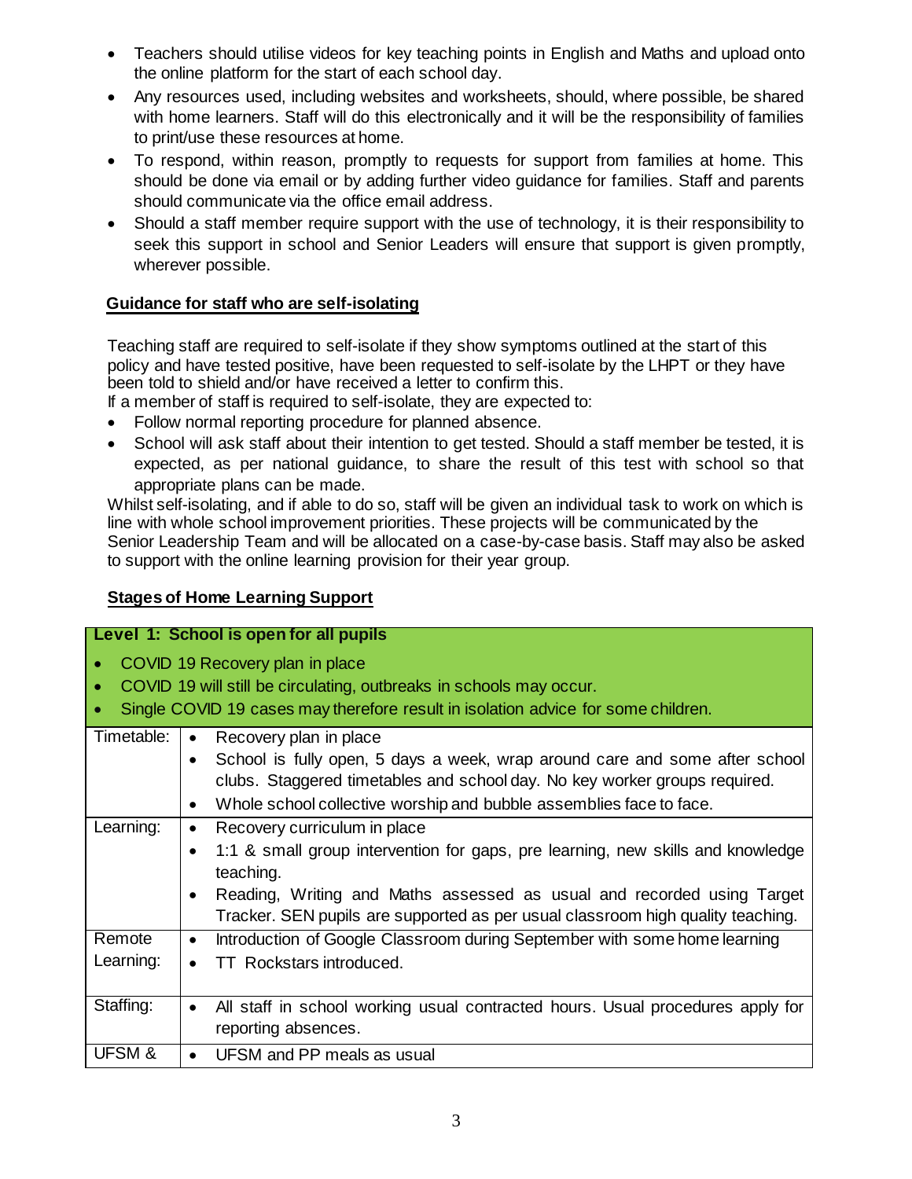- Teachers should utilise videos for key teaching points in English and Maths and upload onto the online platform for the start of each school day.
- Any resources used, including websites and worksheets, should, where possible, be shared with home learners. Staff will do this electronically and it will be the responsibility of families to print/use these resources at home.
- To respond, within reason, promptly to requests for support from families at home. This should be done via email or by adding further video guidance for families. Staff and parents should communicate via the office email address.
- Should a staff member require support with the use of technology, it is their responsibility to seek this support in school and Senior Leaders will ensure that support is given promptly, wherever possible.

## Guidance for staff who are self-isolating

Teaching staff are required to self-isolate if they show symptoms outlined at the start of this policy and have tested positive, have been requested to self-isolate by the LHPT or they have been told to shield and/or have received a letter to confirm this.

If a member of staff is required to self-isolate, they are expected to:

- Follow normal reporting procedure for planned absence.
- School will ask staff about their intention to get tested. Should a staff member be tested, it is expected, as per national guidance, to share the result of this test with school so that appropriate plans can be made.

Whilst self-isolating, and if able to do so, staff will be given an individual task to work on which is line with whole school improvement priorities. These projects will be communicated by the Senior Leadership Team and will be allocated on a case-by-case basis. Staff may also be asked to support with the online learning provision for their year group.

## Stages of Home Learning Support

| **Level 1: School is open for all pupils**<br>• COVID 19 Recovery plan in place<br>• COVID 19 will still be circulating, outbreaks in schools may occur.<br>• Single COVID 19 cases may therefore result in isolation advice for some children. | |
|---|---|
| Timetable: | • Recovery plan in place<br>• School is fully open, 5 days a week, wrap around care and some after school clubs. Staggered timetables and school day. No key worker groups required.<br>• Whole school collective worship and bubble assemblies face to face. |
| Learning: | • Recovery curriculum in place<br>• 1:1 & small group intervention for gaps, pre learning, new skills and knowledge teaching.<br>• Reading, Writing and Maths assessed as usual and recorded using Target Tracker. SEN pupils are supported as per usual classroom high quality teaching. |
| Remote Learning: | • Introduction of Google Classroom during September with some home learning<br>• TT Rockstars introduced. |
| Staffing: | • All staff in school working usual contracted hours. Usual procedures apply for reporting absences. |
| UFSM & | • UFSM and PP meals as usual |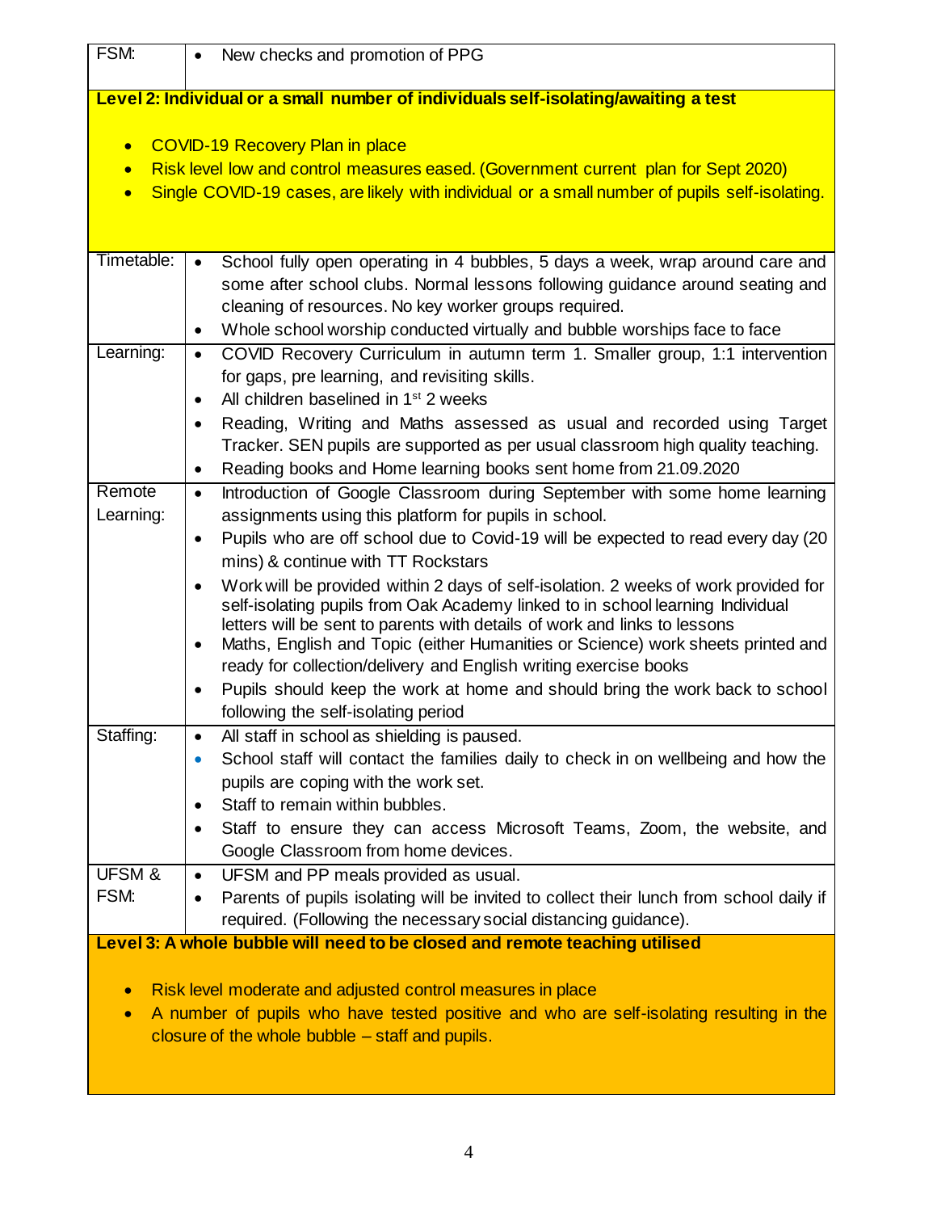| FSM: | • New checks and promotion of PPG |
|---|---|

**Level 2: Individual or a small number of individuals self-isolating/awaiting a test**

- COVID-19 Recovery Plan in place
- Risk level low and control measures eased. (Government current plan for Sept 2020)
- Single COVID-19 cases, are likely with individual or a small number of pupils self-isolating.

| | |
|---|---|
| Timetable: | • School fully open operating in 4 bubbles, 5 days a week, wrap around care and some after school clubs. Normal lessons following guidance around seating and cleaning of resources. No key worker groups required.<br>• Whole school worship conducted virtually and bubble worships face to face |
| Learning: | • COVID Recovery Curriculum in autumn term 1. Smaller group, 1:1 intervention for gaps, pre learning, and revisiting skills.<br>• All children baselined in 1st 2 weeks<br>• Reading, Writing and Maths assessed as usual and recorded using Target Tracker. SEN pupils are supported as per usual classroom high quality teaching.<br>• Reading books and Home learning books sent home from 21.09.2020 |
| Remote Learning: | • Introduction of Google Classroom during September with some home learning assignments using this platform for pupils in school.<br>• Pupils who are off school due to Covid-19 will be expected to read every day (20 mins) & continue with TT Rockstars<br>• Work will be provided within 2 days of self-isolation. 2 weeks of work provided for self-isolating pupils from Oak Academy linked to in school learning Individual letters will be sent to parents with details of work and links to lessons<br>• Maths, English and Topic (either Humanities or Science) work sheets printed and ready for collection/delivery and English writing exercise books<br>• Pupils should keep the work at home and should bring the work back to school following the self-isolating period |
| Staffing: | • All staff in school as shielding is paused.<br>• School staff will contact the families daily to check in on wellbeing and how the pupils are coping with the work set.<br>• Staff to remain within bubbles.<br>• Staff to ensure they can access Microsoft Teams, Zoom, the website, and Google Classroom from home devices. |
| UFSM & FSM: | • UFSM and PP meals provided as usual.<br>• Parents of pupils isolating will be invited to collect their lunch from school daily if required. (Following the necessary social distancing guidance). |

**Level 3: A whole bubble will need to be closed and remote teaching utilised**

- Risk level moderate and adjusted control measures in place
- A number of pupils who have tested positive and who are self-isolating resulting in the closure of the whole bubble – staff and pupils.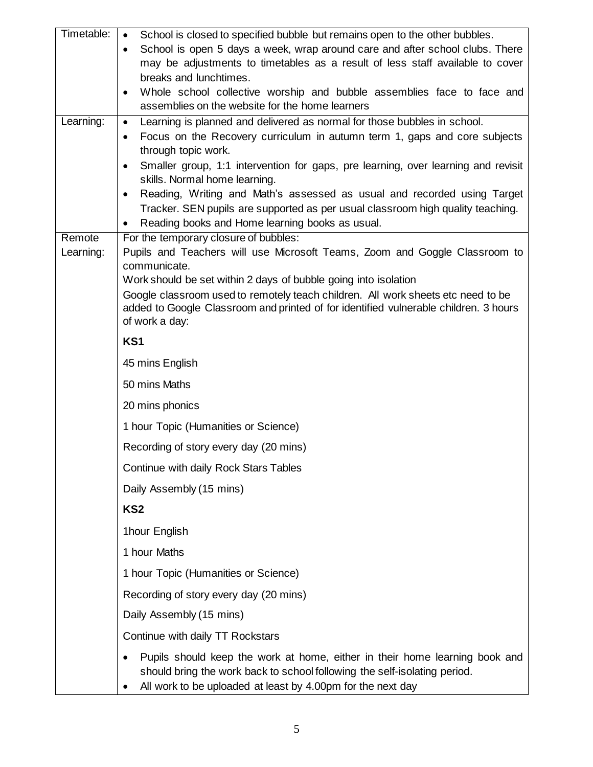| | |
|---|---|
| Timetable: | • School is closed to specified bubble but remains open to the other bubbles.<br>• School is open 5 days a week, wrap around care and after school clubs. There may be adjustments to timetables as a result of less staff available to cover breaks and lunchtimes.<br>• Whole school collective worship and bubble assemblies face to face and assemblies on the website for the home learners |
| Learning: | • Learning is planned and delivered as normal for those bubbles in school.<br>• Focus on the Recovery curriculum in autumn term 1, gaps and core subjects through topic work.<br>• Smaller group, 1:1 intervention for gaps, pre learning, over learning and revisit skills. Normal home learning.<br>• Reading, Writing and Math's assessed as usual and recorded using Target Tracker. SEN pupils are supported as per usual classroom high quality teaching.<br>• Reading books and Home learning books as usual. |
| Remote Learning: | For the temporary closure of bubbles:<br>Pupils and Teachers will use Microsoft Teams, Zoom and Goggle Classroom to communicate.<br>Work should be set within 2 days of bubble going into isolation<br>Google classroom used to remotely teach children. All work sheets etc need to be added to Google Classroom and printed of for identified vulnerable children. 3 hours of work a day:<br>**KS1**<br>45 mins English<br>50 mins Maths<br>20 mins phonics<br>1 hour Topic (Humanities or Science)<br>Recording of story every day (20 mins)<br>Continue with daily Rock Stars Tables<br>Daily Assembly (15 mins)<br>**KS2**<br>1hour English<br>1 hour Maths<br>1 hour Topic (Humanities or Science)<br>Recording of story every day (20 mins)<br>Daily Assembly (15 mins)<br>Continue with daily TT Rockstars<br>• Pupils should keep the work at home, either in their home learning book and should bring the work back to school following the self-isolating period.<br>• All work to be uploaded at least by 4.00pm for the next day |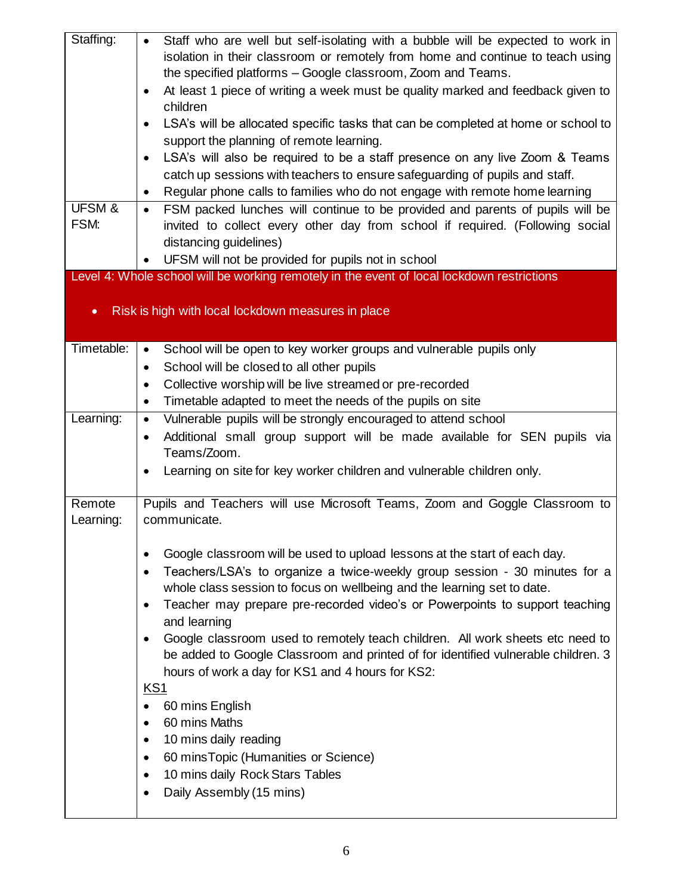| | |
|---|---|
| Staffing: | • Staff who are well but self-isolating with a bubble will be expected to work in isolation in their classroom or remotely from home and continue to teach using the specified platforms – Google classroom, Zoom and Teams.<br>• At least 1 piece of writing a week must be quality marked and feedback given to children<br>• LSA's will be allocated specific tasks that can be completed at home or school to support the planning of remote learning.<br>• LSA's will also be required to be a staff presence on any live Zoom & Teams catch up sessions with teachers to ensure safeguarding of pupils and staff.<br>• Regular phone calls to families who do not engage with remote home learning |
| UFSM & FSM: | • FSM packed lunches will continue to be provided and parents of pupils will be invited to collect every other day from school if required. (Following social distancing guidelines)<br>• UFSM will not be provided for pupils not in school |

**Level 4: Whole school will be working remotely in the event of local lockdown restrictions**

- **Risk is high with local lockdown measures in place**

| | |
|---|---|
| Timetable: | • School will be open to key worker groups and vulnerable pupils only<br>• School will be closed to all other pupils<br>• Collective worship will be live streamed or pre-recorded<br>• Timetable adapted to meet the needs of the pupils on site |
| Learning: | • Vulnerable pupils will be strongly encouraged to attend school<br>• Additional small group support will be made available for SEN pupils via Teams/Zoom.<br>• Learning on site for key worker children and vulnerable children only. |
| Remote Learning: | Pupils and Teachers will use Microsoft Teams, Zoom and Goggle Classroom to communicate.<br><br>• Google classroom will be used to upload lessons at the start of each day.<br>• Teachers/LSA's to organize a twice-weekly group session - 30 minutes for a whole class session to focus on wellbeing and the learning set to date.<br>• Teacher may prepare pre-recorded video's or Powerpoints to support teaching and learning<br>• Google classroom used to remotely teach children. All work sheets etc need to be added to Google Classroom and printed of for identified vulnerable children. 3 hours of work a day for KS1 and 4 hours for KS2:<br><u>KS1</u><br>• 60 mins English<br>• 60 mins Maths<br>• 10 mins daily reading<br>• 60 minsTopic (Humanities or Science)<br>• 10 mins daily Rock Stars Tables<br>• Daily Assembly (15 mins) |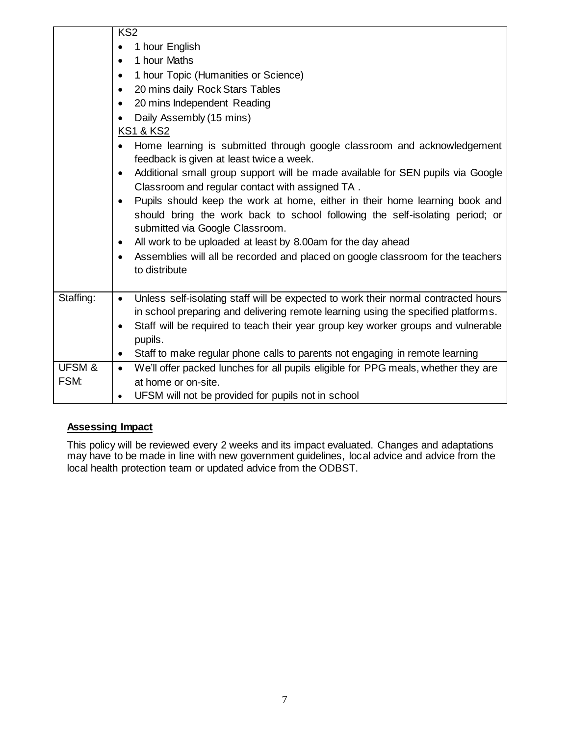| | |
|---|---|
| | <u>KS2</u><br>• 1 hour English<br>• 1 hour Maths<br>• 1 hour Topic (Humanities or Science)<br>• 20 mins daily Rock Stars Tables<br>• 20 mins Independent Reading<br>• Daily Assembly (15 mins)<br><u>KS1 & KS2</u><br>• Home learning is submitted through google classroom and acknowledgement feedback is given at least twice a week.<br>• Additional small group support will be made available for SEN pupils via Google Classroom and regular contact with assigned TA .<br>• Pupils should keep the work at home, either in their home learning book and should bring the work back to school following the self-isolating period; or submitted via Google Classroom.<br>• All work to be uploaded at least by 8.00am for the day ahead<br>• Assemblies will all be recorded and placed on google classroom for the teachers to distribute |
| Staffing: | • Unless self-isolating staff will be expected to work their normal contracted hours in school preparing and delivering remote learning using the specified platforms.<br>• Staff will be required to teach their year group key worker groups and vulnerable pupils.<br>• Staff to make regular phone calls to parents not engaging in remote learning |
| UFSM & FSM: | • We'll offer packed lunches for all pupils eligible for PPG meals, whether they are at home or on-site.<br>• UFSM will not be provided for pupils not in school |

**Assessing Impact**

This policy will be reviewed every 2 weeks and its impact evaluated. Changes and adaptations may have to be made in line with new government guidelines, local advice and advice from the local health protection team or updated advice from the ODBST.